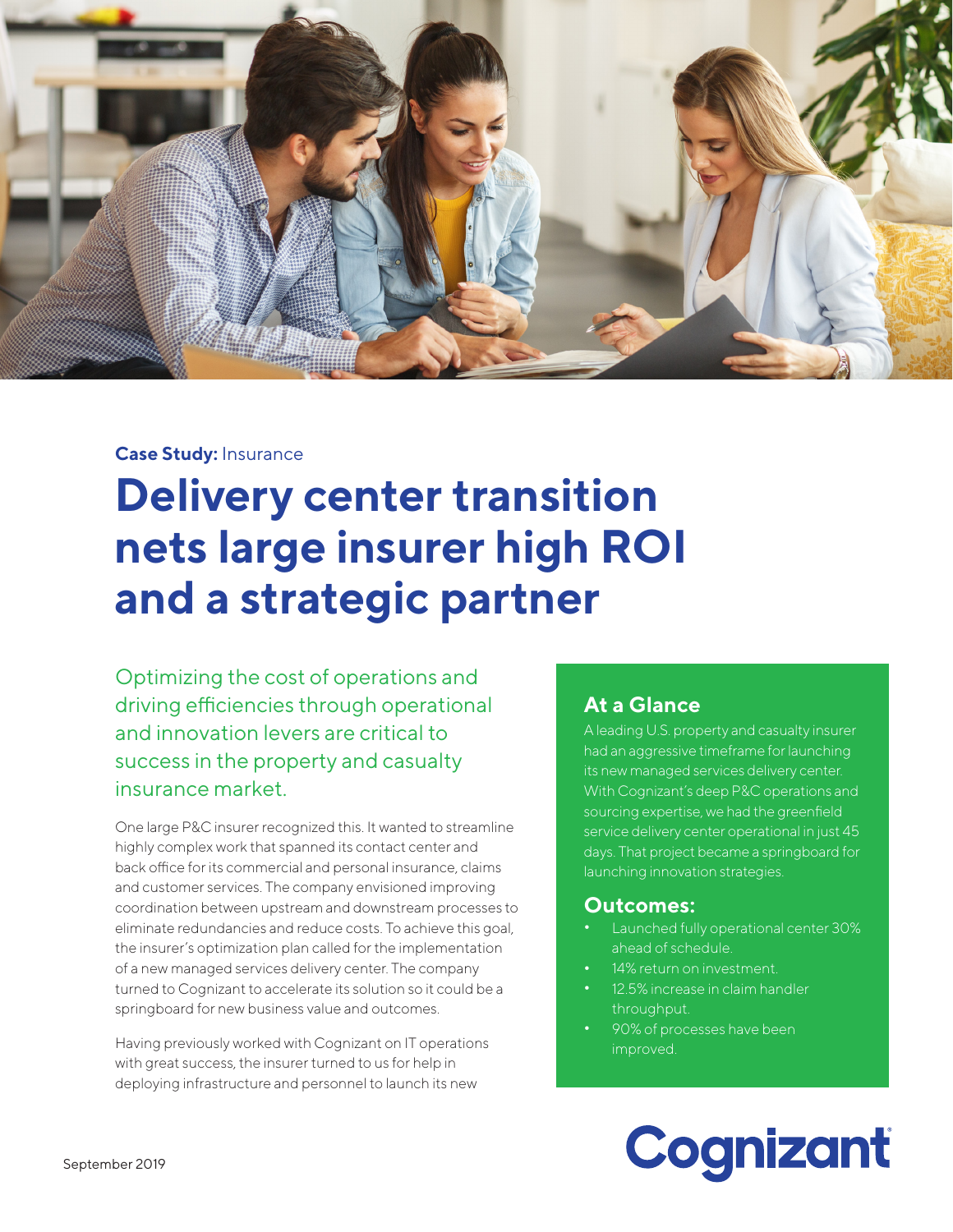**Case Study:** Insurance

# Delivery center transition nets large insurer high ROI and a strategic partner

Optimizing the cost of operations and driving efficiencies through operational and innovation levers are critical to success in the property and casualty insurance market.

One large P&C insurer recognized this. It wanted to streamline highly complex work that spanned its contact center and back office for its commercial and personal insurance, claims and customer services. The company envisioned improving coordination between upstream and downstream processes to eliminate redundancies and reduce costs. To achieve this goal, the insurer's optimization plan called for the implementation of a new managed services delivery center. The company turned to Cognizant to accelerate its solution so it could be a springboard for new business value and outcomes.

Having previously worked with Cognizant on IT operations with great success, the insurer turned to us for help in deploying infrastructure and personnel to launch its new

## At a Glance

A leading U.S. property and casualty insurer had an aggressive timeframe for launching its new managed services delivery center. With Cognizant's deep P&C operations and sourcing expertise, we had the greenfield service delivery center operational in just 45 days. That project became a springboard for launching innovation strategies.

## Outcomes:

- Launched fully operational center 30% ahead of schedule.
- 14% return on investment.
- 12.5% increase in claim handler throughput.
- 90% of processes have been improved.

September 2019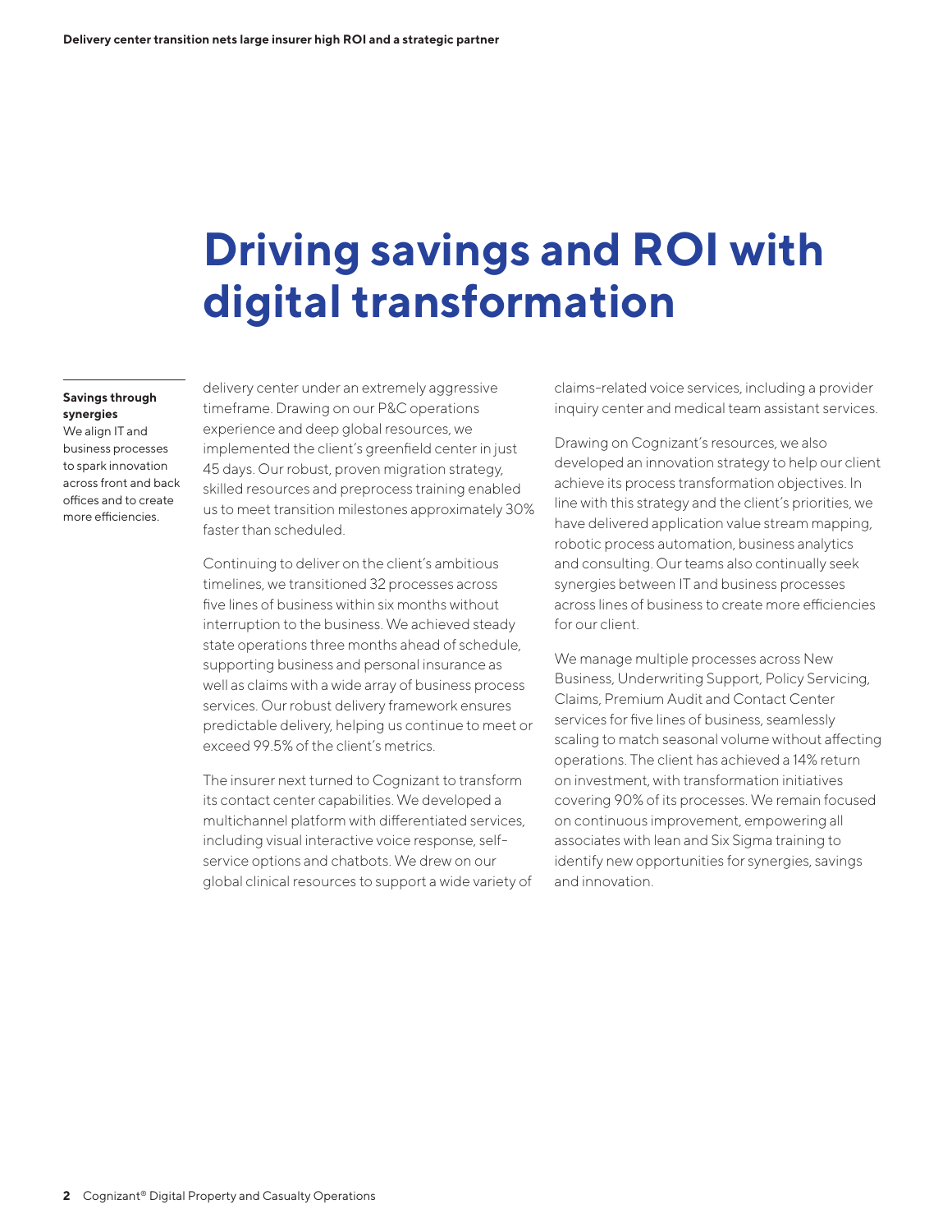# Driving savings and ROI with digital transformation

**Savings through synergies**
We align IT and business processes to spark innovation across front and back offices and to create more efficiencies.

delivery center under an extremely aggressive timeframe. Drawing on our P&C operations experience and deep global resources, we implemented the client's greenfield center in just 45 days. Our robust, proven migration strategy, skilled resources and preprocess training enabled us to meet transition milestones approximately 30% faster than scheduled.

Continuing to deliver on the client's ambitious timelines, we transitioned 32 processes across five lines of business within six months without interruption to the business. We achieved steady state operations three months ahead of schedule, supporting business and personal insurance as well as claims with a wide array of business process services. Our robust delivery framework ensures predictable delivery, helping us continue to meet or exceed 99.5% of the client's metrics.

The insurer next turned to Cognizant to transform its contact center capabilities. We developed a multichannel platform with differentiated services, including visual interactive voice response, self-service options and chatbots. We drew on our global clinical resources to support a wide variety of claims-related voice services, including a provider inquiry center and medical team assistant services.

Drawing on Cognizant's resources, we also developed an innovation strategy to help our client achieve its process transformation objectives. In line with this strategy and the client's priorities, we have delivered application value stream mapping, robotic process automation, business analytics and consulting. Our teams also continually seek synergies between IT and business processes across lines of business to create more efficiencies for our client.

We manage multiple processes across New Business, Underwriting Support, Policy Servicing, Claims, Premium Audit and Contact Center services for five lines of business, seamlessly scaling to match seasonal volume without affecting operations. The client has achieved a 14% return on investment, with transformation initiatives covering 90% of its processes. We remain focused on continuous improvement, empowering all associates with lean and Six Sigma training to identify new opportunities for synergies, savings and innovation.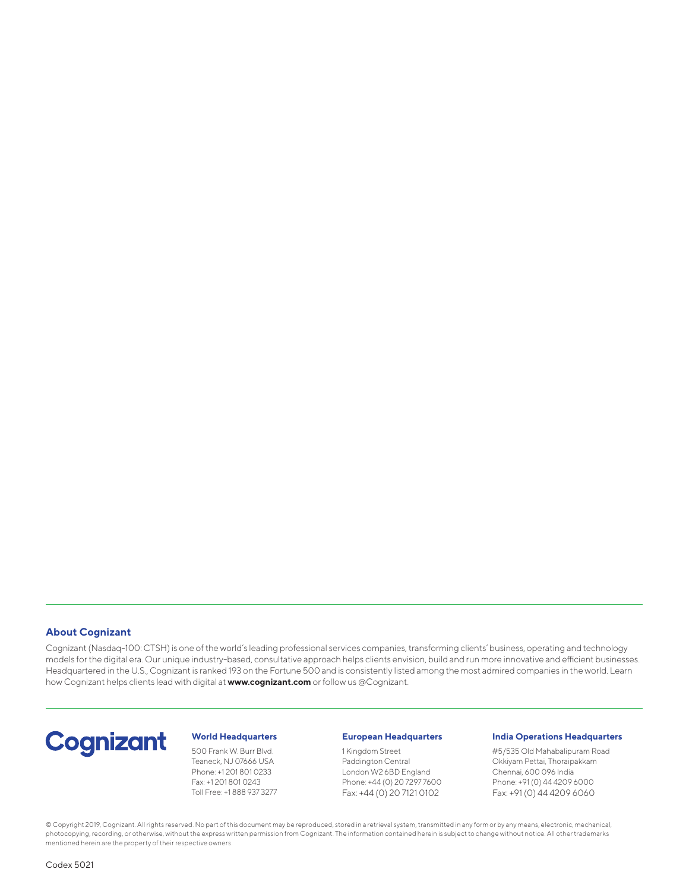## About Cognizant

Cognizant (Nasdaq-100: CTSH) is one of the world's leading professional services companies, transforming clients' business, operating and technology models for the digital era. Our unique industry-based, consultative approach helps clients envision, build and run more innovative and efficient businesses. Headquartered in the U.S., Cognizant is ranked 193 on the Fortune 500 and is consistently listed among the most admired companies in the world. Learn how Cognizant helps clients lead with digital at **www.cognizant.com** or follow us @Cognizant.

**Cognizant**

**World Headquarters**
500 Frank W. Burr Blvd.
Teaneck, NJ 07666 USA
Phone: +1 201 801 0233
Fax: +1 201 801 0243
Toll Free: +1 888 937 3277

**European Headquarters**
1 Kingdom Street
Paddington Central
London W2 6BD England
Phone: +44 (0) 20 7297 7600
Fax: +44 (0) 20 7121 0102

**India Operations Headquarters**
#5/535 Old Mahabalipuram Road
Okkiyam Pettai, Thoraipakkam
Chennai, 600 096 India
Phone: +91 (0) 44 4209 6000
Fax: +91 (0) 44 4209 6060

© Copyright 2019, Cognizant. All rights reserved. No part of this document may be reproduced, stored in a retrieval system, transmitted in any form or by any means, electronic, mechanical, photocopying, recording, or otherwise, without the express written permission from Cognizant. The information contained herein is subject to change without notice. All other trademarks mentioned herein are the property of their respective owners.

Codex 5021